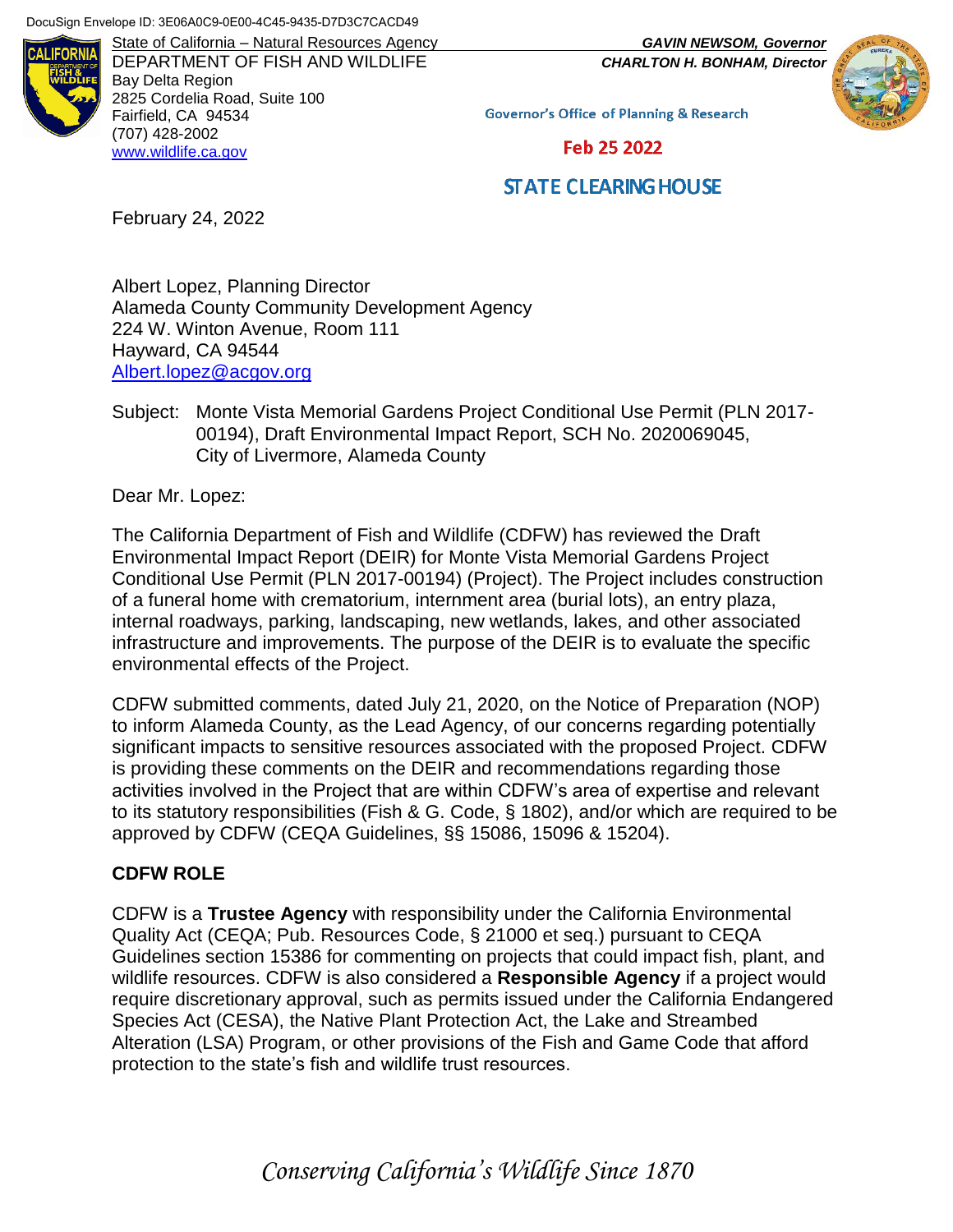DocuSign Envelope ID: 3E06A0C9-0E00-4C45-9435-D7D3C7CACD49

State of California – Natural Resources Agency
DEPARTMENT OF FISH AND WILDLIFE
Bay Delta Region
2825 Cordelia Road, Suite 100
Fairfield, CA 94534
(707) 428-2002
www.wildlife.ca.gov

*GAVIN NEWSOM, Governor*
*CHARLTON H. BONHAM, Director*

Governor's Office of Planning & Research

Feb 25 2022

STATE CLEARINGHOUSE

February 24, 2022

Albert Lopez, Planning Director
Alameda County Community Development Agency
224 W. Winton Avenue, Room 111
Hayward, CA 94544
Albert.lopez@acgov.org

Subject: Monte Vista Memorial Gardens Project Conditional Use Permit (PLN 2017-00194), Draft Environmental Impact Report, SCH No. 2020069045, City of Livermore, Alameda County

Dear Mr. Lopez:

The California Department of Fish and Wildlife (CDFW) has reviewed the Draft Environmental Impact Report (DEIR) for Monte Vista Memorial Gardens Project Conditional Use Permit (PLN 2017-00194) (Project). The Project includes construction of a funeral home with crematorium, internment area (burial lots), an entry plaza, internal roadways, parking, landscaping, new wetlands, lakes, and other associated infrastructure and improvements. The purpose of the DEIR is to evaluate the specific environmental effects of the Project.

CDFW submitted comments, dated July 21, 2020, on the Notice of Preparation (NOP) to inform Alameda County, as the Lead Agency, of our concerns regarding potentially significant impacts to sensitive resources associated with the proposed Project. CDFW is providing these comments on the DEIR and recommendations regarding those activities involved in the Project that are within CDFW's area of expertise and relevant to its statutory responsibilities (Fish & G. Code, § 1802), and/or which are required to be approved by CDFW (CEQA Guidelines, §§ 15086, 15096 & 15204).

## CDFW ROLE

CDFW is a **Trustee Agency** with responsibility under the California Environmental Quality Act (CEQA; Pub. Resources Code, § 21000 et seq.) pursuant to CEQA Guidelines section 15386 for commenting on projects that could impact fish, plant, and wildlife resources. CDFW is also considered a **Responsible Agency** if a project would require discretionary approval, such as permits issued under the California Endangered Species Act (CESA), the Native Plant Protection Act, the Lake and Streambed Alteration (LSA) Program, or other provisions of the Fish and Game Code that afford protection to the state's fish and wildlife trust resources.

*Conserving California's Wildlife Since 1870*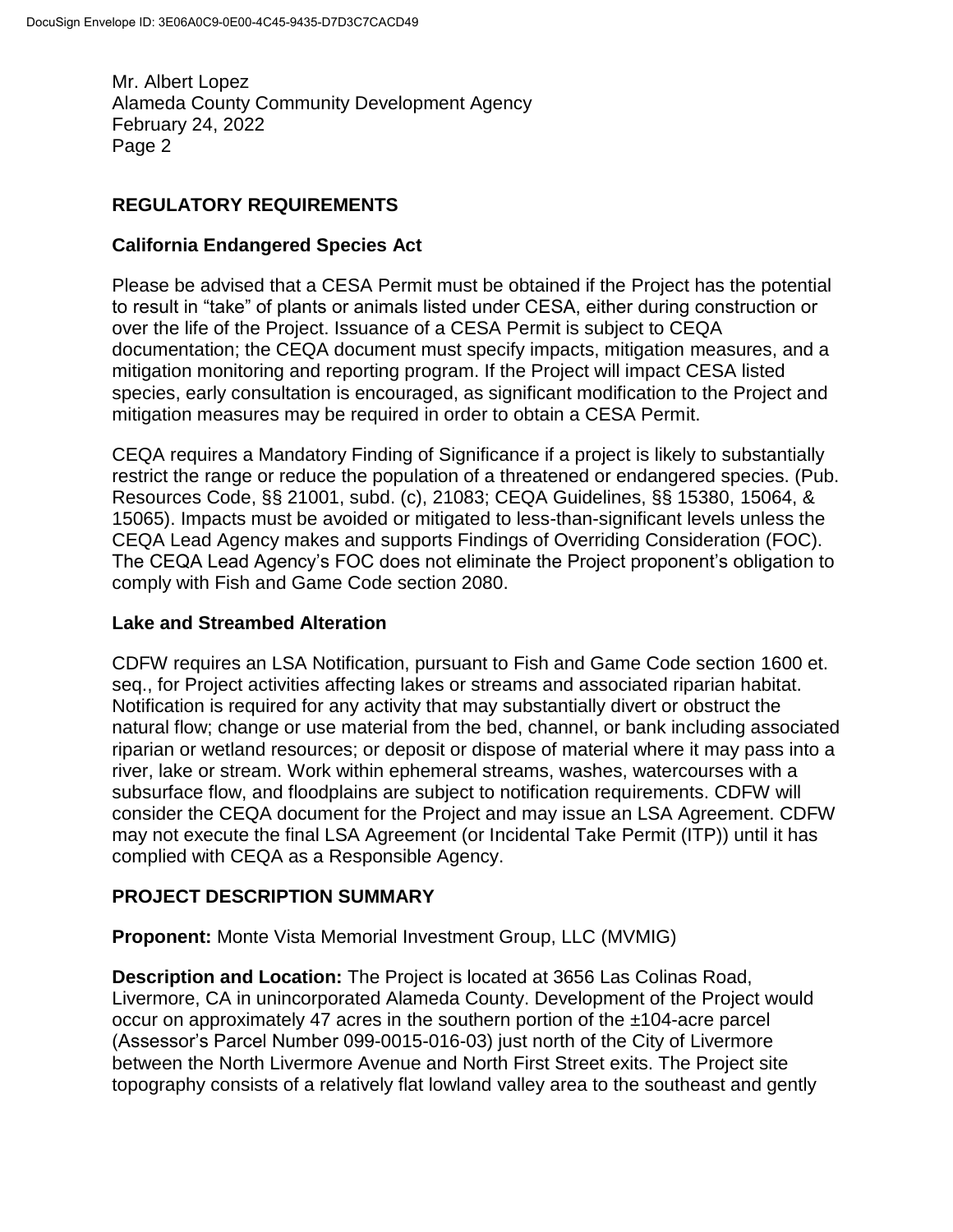## REGULATORY REQUIREMENTS

### California Endangered Species Act

Please be advised that a CESA Permit must be obtained if the Project has the potential to result in "take" of plants or animals listed under CESA, either during construction or over the life of the Project. Issuance of a CESA Permit is subject to CEQA documentation; the CEQA document must specify impacts, mitigation measures, and a mitigation monitoring and reporting program. If the Project will impact CESA listed species, early consultation is encouraged, as significant modification to the Project and mitigation measures may be required in order to obtain a CESA Permit.

CEQA requires a Mandatory Finding of Significance if a project is likely to substantially restrict the range or reduce the population of a threatened or endangered species. (Pub. Resources Code, §§ 21001, subd. (c), 21083; CEQA Guidelines, §§ 15380, 15064, & 15065). Impacts must be avoided or mitigated to less-than-significant levels unless the CEQA Lead Agency makes and supports Findings of Overriding Consideration (FOC). The CEQA Lead Agency's FOC does not eliminate the Project proponent's obligation to comply with Fish and Game Code section 2080.

### Lake and Streambed Alteration

CDFW requires an LSA Notification, pursuant to Fish and Game Code section 1600 et. seq., for Project activities affecting lakes or streams and associated riparian habitat. Notification is required for any activity that may substantially divert or obstruct the natural flow; change or use material from the bed, channel, or bank including associated riparian or wetland resources; or deposit or dispose of material where it may pass into a river, lake or stream. Work within ephemeral streams, washes, watercourses with a subsurface flow, and floodplains are subject to notification requirements. CDFW will consider the CEQA document for the Project and may issue an LSA Agreement. CDFW may not execute the final LSA Agreement (or Incidental Take Permit (ITP)) until it has complied with CEQA as a Responsible Agency.

## PROJECT DESCRIPTION SUMMARY

**Proponent:** Monte Vista Memorial Investment Group, LLC (MVMIG)

**Description and Location:** The Project is located at 3656 Las Colinas Road, Livermore, CA in unincorporated Alameda County. Development of the Project would occur on approximately 47 acres in the southern portion of the ±104-acre parcel (Assessor's Parcel Number 099-0015-016-03) just north of the City of Livermore between the North Livermore Avenue and North First Street exits. The Project site topography consists of a relatively flat lowland valley area to the southeast and gently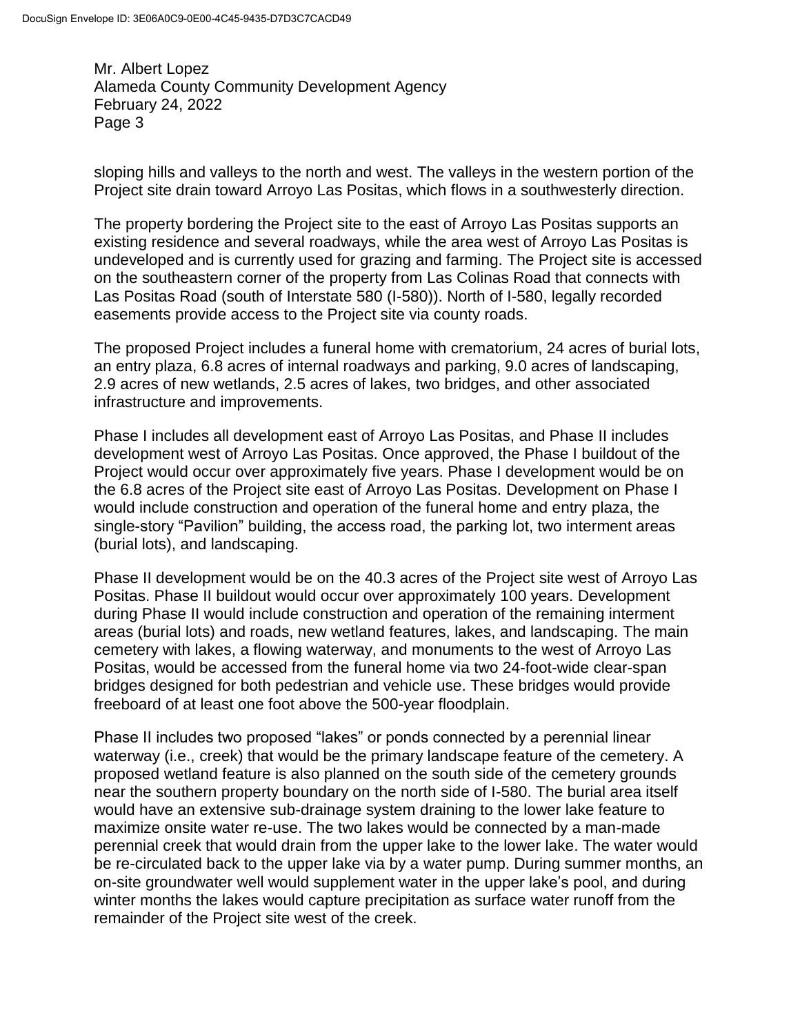sloping hills and valleys to the north and west. The valleys in the western portion of the Project site drain toward Arroyo Las Positas, which flows in a southwesterly direction.

The property bordering the Project site to the east of Arroyo Las Positas supports an existing residence and several roadways, while the area west of Arroyo Las Positas is undeveloped and is currently used for grazing and farming. The Project site is accessed on the southeastern corner of the property from Las Colinas Road that connects with Las Positas Road (south of Interstate 580 (I-580)). North of I-580, legally recorded easements provide access to the Project site via county roads.

The proposed Project includes a funeral home with crematorium, 24 acres of burial lots, an entry plaza, 6.8 acres of internal roadways and parking, 9.0 acres of landscaping, 2.9 acres of new wetlands, 2.5 acres of lakes, two bridges, and other associated infrastructure and improvements.

Phase I includes all development east of Arroyo Las Positas, and Phase II includes development west of Arroyo Las Positas. Once approved, the Phase I buildout of the Project would occur over approximately five years. Phase I development would be on the 6.8 acres of the Project site east of Arroyo Las Positas. Development on Phase I would include construction and operation of the funeral home and entry plaza, the single-story "Pavilion" building, the access road, the parking lot, two interment areas (burial lots), and landscaping.

Phase II development would be on the 40.3 acres of the Project site west of Arroyo Las Positas. Phase II buildout would occur over approximately 100 years. Development during Phase II would include construction and operation of the remaining interment areas (burial lots) and roads, new wetland features, lakes, and landscaping. The main cemetery with lakes, a flowing waterway, and monuments to the west of Arroyo Las Positas, would be accessed from the funeral home via two 24-foot-wide clear-span bridges designed for both pedestrian and vehicle use. These bridges would provide freeboard of at least one foot above the 500-year floodplain.

Phase II includes two proposed "lakes" or ponds connected by a perennial linear waterway (i.e., creek) that would be the primary landscape feature of the cemetery. A proposed wetland feature is also planned on the south side of the cemetery grounds near the southern property boundary on the north side of I-580. The burial area itself would have an extensive sub-drainage system draining to the lower lake feature to maximize onsite water re-use. The two lakes would be connected by a man-made perennial creek that would drain from the upper lake to the lower lake. The water would be re-circulated back to the upper lake via by a water pump. During summer months, an on-site groundwater well would supplement water in the upper lake's pool, and during winter months the lakes would capture precipitation as surface water runoff from the remainder of the Project site west of the creek.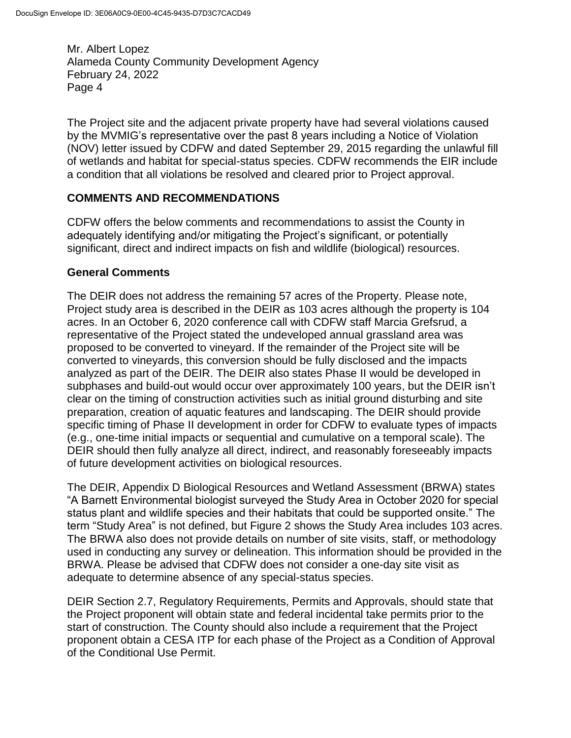The Project site and the adjacent private property have had several violations caused by the MVMIG's representative over the past 8 years including a Notice of Violation (NOV) letter issued by CDFW and dated September 29, 2015 regarding the unlawful fill of wetlands and habitat for special-status species. CDFW recommends the EIR include a condition that all violations be resolved and cleared prior to Project approval.

## COMMENTS AND RECOMMENDATIONS

CDFW offers the below comments and recommendations to assist the County in adequately identifying and/or mitigating the Project's significant, or potentially significant, direct and indirect impacts on fish and wildlife (biological) resources.

### General Comments

The DEIR does not address the remaining 57 acres of the Property. Please note, Project study area is described in the DEIR as 103 acres although the property is 104 acres. In an October 6, 2020 conference call with CDFW staff Marcia Grefsrud, a representative of the Project stated the undeveloped annual grassland area was proposed to be converted to vineyard. If the remainder of the Project site will be converted to vineyards, this conversion should be fully disclosed and the impacts analyzed as part of the DEIR. The DEIR also states Phase II would be developed in subphases and build-out would occur over approximately 100 years, but the DEIR isn't clear on the timing of construction activities such as initial ground disturbing and site preparation, creation of aquatic features and landscaping. The DEIR should provide specific timing of Phase II development in order for CDFW to evaluate types of impacts (e.g., one-time initial impacts or sequential and cumulative on a temporal scale). The DEIR should then fully analyze all direct, indirect, and reasonably foreseeably impacts of future development activities on biological resources.

The DEIR, Appendix D Biological Resources and Wetland Assessment (BRWA) states "A Barnett Environmental biologist surveyed the Study Area in October 2020 for special status plant and wildlife species and their habitats that could be supported onsite." The term "Study Area" is not defined, but Figure 2 shows the Study Area includes 103 acres. The BRWA also does not provide details on number of site visits, staff, or methodology used in conducting any survey or delineation. This information should be provided in the BRWA. Please be advised that CDFW does not consider a one-day site visit as adequate to determine absence of any special-status species.

DEIR Section 2.7, Regulatory Requirements, Permits and Approvals, should state that the Project proponent will obtain state and federal incidental take permits prior to the start of construction. The County should also include a requirement that the Project proponent obtain a CESA ITP for each phase of the Project as a Condition of Approval of the Conditional Use Permit.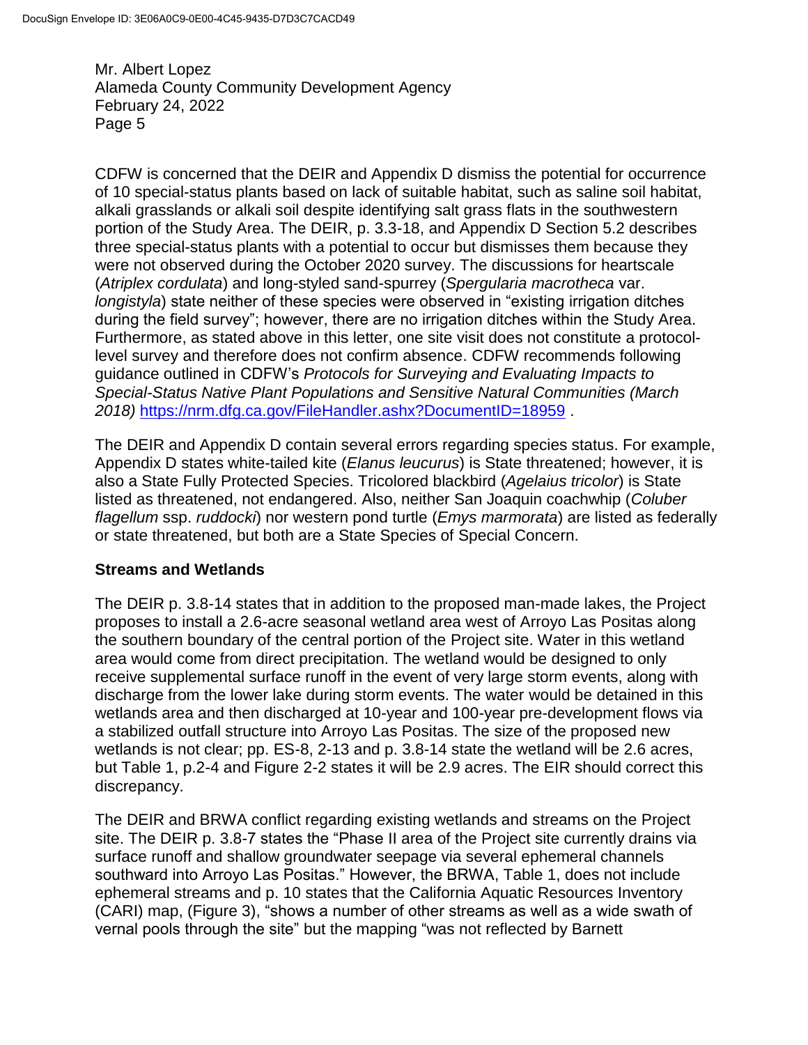CDFW is concerned that the DEIR and Appendix D dismiss the potential for occurrence of 10 special-status plants based on lack of suitable habitat, such as saline soil habitat, alkali grasslands or alkali soil despite identifying salt grass flats in the southwestern portion of the Study Area. The DEIR, p. 3.3-18, and Appendix D Section 5.2 describes three special-status plants with a potential to occur but dismisses them because they were not observed during the October 2020 survey. The discussions for heartscale (*Atriplex cordulata*) and long-styled sand-spurrey (*Spergularia macrotheca* var. *longistyla*) state neither of these species were observed in "existing irrigation ditches during the field survey"; however, there are no irrigation ditches within the Study Area. Furthermore, as stated above in this letter, one site visit does not constitute a protocol-level survey and therefore does not confirm absence. CDFW recommends following guidance outlined in CDFW's *Protocols for Surveying and Evaluating Impacts to Special-Status Native Plant Populations and Sensitive Natural Communities (March 2018)* https://nrm.dfg.ca.gov/FileHandler.ashx?DocumentID=18959 .

The DEIR and Appendix D contain several errors regarding species status. For example, Appendix D states white-tailed kite (*Elanus leucurus*) is State threatened; however, it is also a State Fully Protected Species. Tricolored blackbird (*Agelaius tricolor*) is State listed as threatened, not endangered. Also, neither San Joaquin coachwhip (*Coluber flagellum* ssp. *ruddocki*) nor western pond turtle (*Emys marmorata*) are listed as federally or state threatened, but both are a State Species of Special Concern.

## Streams and Wetlands

The DEIR p. 3.8-14 states that in addition to the proposed man-made lakes, the Project proposes to install a 2.6-acre seasonal wetland area west of Arroyo Las Positas along the southern boundary of the central portion of the Project site. Water in this wetland area would come from direct precipitation. The wetland would be designed to only receive supplemental surface runoff in the event of very large storm events, along with discharge from the lower lake during storm events. The water would be detained in this wetlands area and then discharged at 10-year and 100-year pre-development flows via a stabilized outfall structure into Arroyo Las Positas. The size of the proposed new wetlands is not clear; pp. ES-8, 2-13 and p. 3.8-14 state the wetland will be 2.6 acres, but Table 1, p.2-4 and Figure 2-2 states it will be 2.9 acres. The EIR should correct this discrepancy.

The DEIR and BRWA conflict regarding existing wetlands and streams on the Project site. The DEIR p. 3.8-7 states the "Phase II area of the Project site currently drains via surface runoff and shallow groundwater seepage via several ephemeral channels southward into Arroyo Las Positas." However, the BRWA, Table 1, does not include ephemeral streams and p. 10 states that the California Aquatic Resources Inventory (CARI) map, (Figure 3), "shows a number of other streams as well as a wide swath of vernal pools through the site" but the mapping "was not reflected by Barnett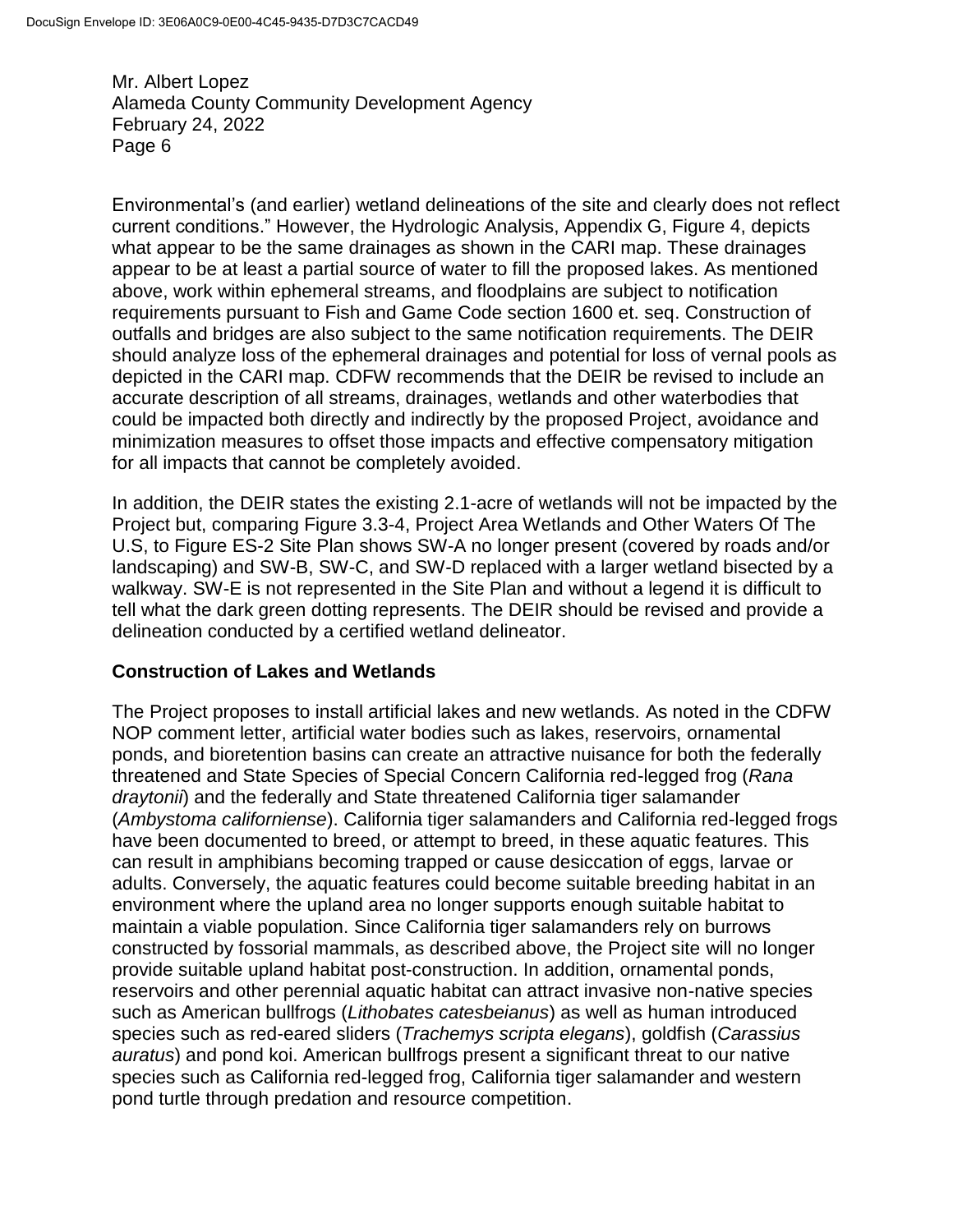Environmental's (and earlier) wetland delineations of the site and clearly does not reflect current conditions." However, the Hydrologic Analysis, Appendix G, Figure 4, depicts what appear to be the same drainages as shown in the CARI map. These drainages appear to be at least a partial source of water to fill the proposed lakes. As mentioned above, work within ephemeral streams, and floodplains are subject to notification requirements pursuant to Fish and Game Code section 1600 et. seq. Construction of outfalls and bridges are also subject to the same notification requirements. The DEIR should analyze loss of the ephemeral drainages and potential for loss of vernal pools as depicted in the CARI map. CDFW recommends that the DEIR be revised to include an accurate description of all streams, drainages, wetlands and other waterbodies that could be impacted both directly and indirectly by the proposed Project, avoidance and minimization measures to offset those impacts and effective compensatory mitigation for all impacts that cannot be completely avoided.

In addition, the DEIR states the existing 2.1-acre of wetlands will not be impacted by the Project but, comparing Figure 3.3-4, Project Area Wetlands and Other Waters Of The U.S, to Figure ES-2 Site Plan shows SW-A no longer present (covered by roads and/or landscaping) and SW-B, SW-C, and SW-D replaced with a larger wetland bisected by a walkway. SW-E is not represented in the Site Plan and without a legend it is difficult to tell what the dark green dotting represents. The DEIR should be revised and provide a delineation conducted by a certified wetland delineator.

## Construction of Lakes and Wetlands

The Project proposes to install artificial lakes and new wetlands. As noted in the CDFW NOP comment letter, artificial water bodies such as lakes, reservoirs, ornamental ponds, and bioretention basins can create an attractive nuisance for both the federally threatened and State Species of Special Concern California red-legged frog (*Rana draytonii*) and the federally and State threatened California tiger salamander (*Ambystoma californiense*). California tiger salamanders and California red-legged frogs have been documented to breed, or attempt to breed, in these aquatic features. This can result in amphibians becoming trapped or cause desiccation of eggs, larvae or adults. Conversely, the aquatic features could become suitable breeding habitat in an environment where the upland area no longer supports enough suitable habitat to maintain a viable population. Since California tiger salamanders rely on burrows constructed by fossorial mammals, as described above, the Project site will no longer provide suitable upland habitat post-construction. In addition, ornamental ponds, reservoirs and other perennial aquatic habitat can attract invasive non-native species such as American bullfrogs (*Lithobates catesbeianus*) as well as human introduced species such as red-eared sliders (*Trachemys scripta elegans*), goldfish (*Carassius auratus*) and pond koi. American bullfrogs present a significant threat to our native species such as California red-legged frog, California tiger salamander and western pond turtle through predation and resource competition.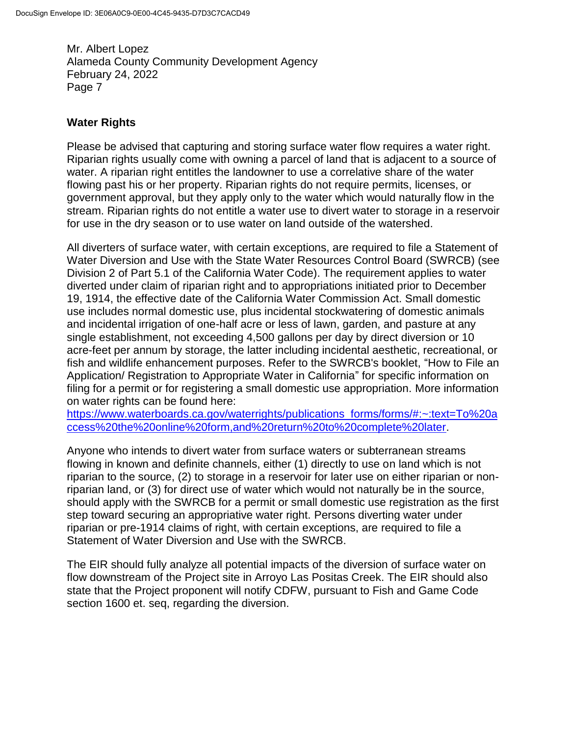## Water Rights

Please be advised that capturing and storing surface water flow requires a water right. Riparian rights usually come with owning a parcel of land that is adjacent to a source of water. A riparian right entitles the landowner to use a correlative share of the water flowing past his or her property. Riparian rights do not require permits, licenses, or government approval, but they apply only to the water which would naturally flow in the stream. Riparian rights do not entitle a water use to divert water to storage in a reservoir for use in the dry season or to use water on land outside of the watershed.

All diverters of surface water, with certain exceptions, are required to file a Statement of Water Diversion and Use with the State Water Resources Control Board (SWRCB) (see Division 2 of Part 5.1 of the California Water Code). The requirement applies to water diverted under claim of riparian right and to appropriations initiated prior to December 19, 1914, the effective date of the California Water Commission Act. Small domestic use includes normal domestic use, plus incidental stockwatering of domestic animals and incidental irrigation of one-half acre or less of lawn, garden, and pasture at any single establishment, not exceeding 4,500 gallons per day by direct diversion or 10 acre-feet per annum by storage, the latter including incidental aesthetic, recreational, or fish and wildlife enhancement purposes. Refer to the SWRCB's booklet, "How to File an Application/ Registration to Appropriate Water in California" for specific information on filing for a permit or for registering a small domestic use appropriation. More information on water rights can be found here: [https://www.waterboards.ca.gov/waterrights/publications_forms/forms/#:~:text=To%20access%20the%20online%20form,and%20return%20to%20complete%20later](https://www.waterboards.ca.gov/waterrights/publications_forms/forms/#:~:text=To%20access%20the%20online%20form,and%20return%20to%20complete%20later).

Anyone who intends to divert water from surface waters or subterranean streams flowing in known and definite channels, either (1) directly to use on land which is not riparian to the source, (2) to storage in a reservoir for later use on either riparian or non-riparian land, or (3) for direct use of water which would not naturally be in the source, should apply with the SWRCB for a permit or small domestic use registration as the first step toward securing an appropriative water right. Persons diverting water under riparian or pre-1914 claims of right, with certain exceptions, are required to file a Statement of Water Diversion and Use with the SWRCB.

The EIR should fully analyze all potential impacts of the diversion of surface water on flow downstream of the Project site in Arroyo Las Positas Creek. The EIR should also state that the Project proponent will notify CDFW, pursuant to Fish and Game Code section 1600 et. seq, regarding the diversion.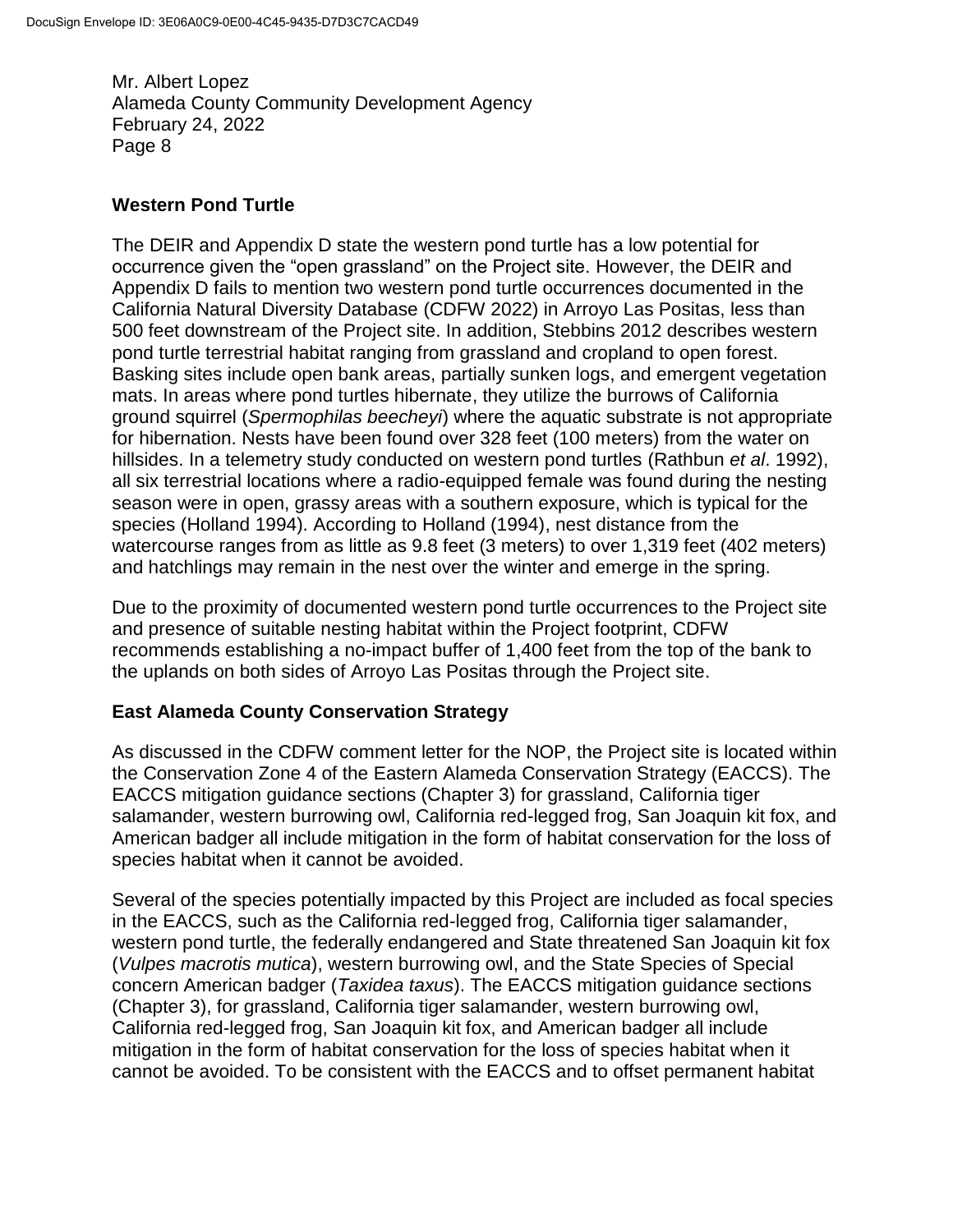## Western Pond Turtle

The DEIR and Appendix D state the western pond turtle has a low potential for occurrence given the "open grassland" on the Project site. However, the DEIR and Appendix D fails to mention two western pond turtle occurrences documented in the California Natural Diversity Database (CDFW 2022) in Arroyo Las Positas, less than 500 feet downstream of the Project site. In addition, Stebbins 2012 describes western pond turtle terrestrial habitat ranging from grassland and cropland to open forest. Basking sites include open bank areas, partially sunken logs, and emergent vegetation mats. In areas where pond turtles hibernate, they utilize the burrows of California ground squirrel (*Spermophilas beecheyi*) where the aquatic substrate is not appropriate for hibernation. Nests have been found over 328 feet (100 meters) from the water on hillsides. In a telemetry study conducted on western pond turtles (Rathbun *et al*. 1992), all six terrestrial locations where a radio-equipped female was found during the nesting season were in open, grassy areas with a southern exposure, which is typical for the species (Holland 1994). According to Holland (1994), nest distance from the watercourse ranges from as little as 9.8 feet (3 meters) to over 1,319 feet (402 meters) and hatchlings may remain in the nest over the winter and emerge in the spring.

Due to the proximity of documented western pond turtle occurrences to the Project site and presence of suitable nesting habitat within the Project footprint, CDFW recommends establishing a no-impact buffer of 1,400 feet from the top of the bank to the uplands on both sides of Arroyo Las Positas through the Project site.

## East Alameda County Conservation Strategy

As discussed in the CDFW comment letter for the NOP, the Project site is located within the Conservation Zone 4 of the Eastern Alameda Conservation Strategy (EACCS). The EACCS mitigation guidance sections (Chapter 3) for grassland, California tiger salamander, western burrowing owl, California red-legged frog, San Joaquin kit fox, and American badger all include mitigation in the form of habitat conservation for the loss of species habitat when it cannot be avoided.

Several of the species potentially impacted by this Project are included as focal species in the EACCS, such as the California red-legged frog, California tiger salamander, western pond turtle, the federally endangered and State threatened San Joaquin kit fox (*Vulpes macrotis mutica*), western burrowing owl, and the State Species of Special concern American badger (*Taxidea taxus*). The EACCS mitigation guidance sections (Chapter 3), for grassland, California tiger salamander, western burrowing owl, California red-legged frog, San Joaquin kit fox, and American badger all include mitigation in the form of habitat conservation for the loss of species habitat when it cannot be avoided. To be consistent with the EACCS and to offset permanent habitat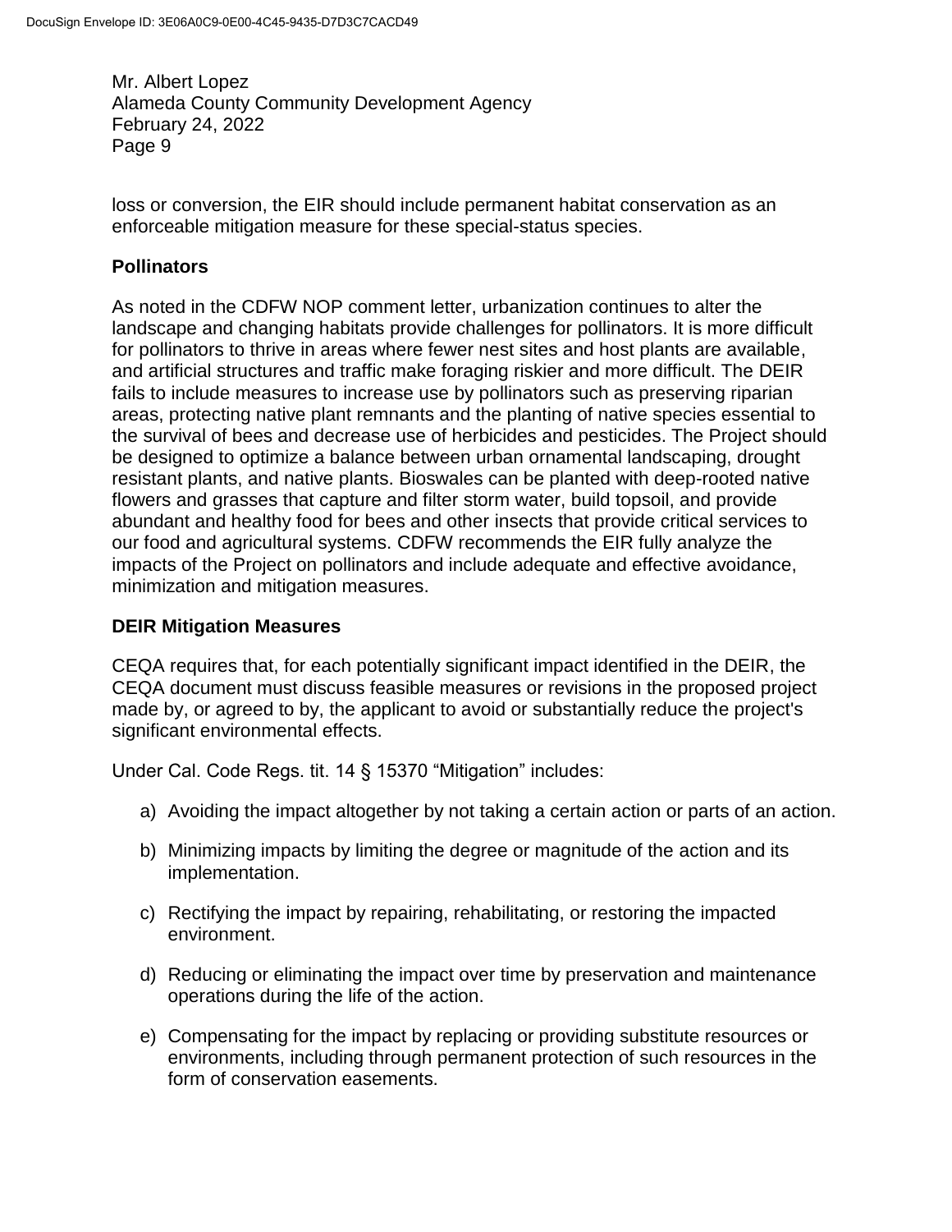loss or conversion, the EIR should include permanent habitat conservation as an enforceable mitigation measure for these special-status species.

**Pollinators**

As noted in the CDFW NOP comment letter, urbanization continues to alter the landscape and changing habitats provide challenges for pollinators. It is more difficult for pollinators to thrive in areas where fewer nest sites and host plants are available, and artificial structures and traffic make foraging riskier and more difficult. The DEIR fails to include measures to increase use by pollinators such as preserving riparian areas, protecting native plant remnants and the planting of native species essential to the survival of bees and decrease use of herbicides and pesticides. The Project should be designed to optimize a balance between urban ornamental landscaping, drought resistant plants, and native plants. Bioswales can be planted with deep-rooted native flowers and grasses that capture and filter storm water, build topsoil, and provide abundant and healthy food for bees and other insects that provide critical services to our food and agricultural systems. CDFW recommends the EIR fully analyze the impacts of the Project on pollinators and include adequate and effective avoidance, minimization and mitigation measures.

**DEIR Mitigation Measures**

CEQA requires that, for each potentially significant impact identified in the DEIR, the CEQA document must discuss feasible measures or revisions in the proposed project made by, or agreed to by, the applicant to avoid or substantially reduce the project's significant environmental effects.

Under Cal. Code Regs. tit. 14 § 15370 “Mitigation” includes:

a) Avoiding the impact altogether by not taking a certain action or parts of an action.

b) Minimizing impacts by limiting the degree or magnitude of the action and its implementation.

c) Rectifying the impact by repairing, rehabilitating, or restoring the impacted environment.

d) Reducing or eliminating the impact over time by preservation and maintenance operations during the life of the action.

e) Compensating for the impact by replacing or providing substitute resources or environments, including through permanent protection of such resources in the form of conservation easements.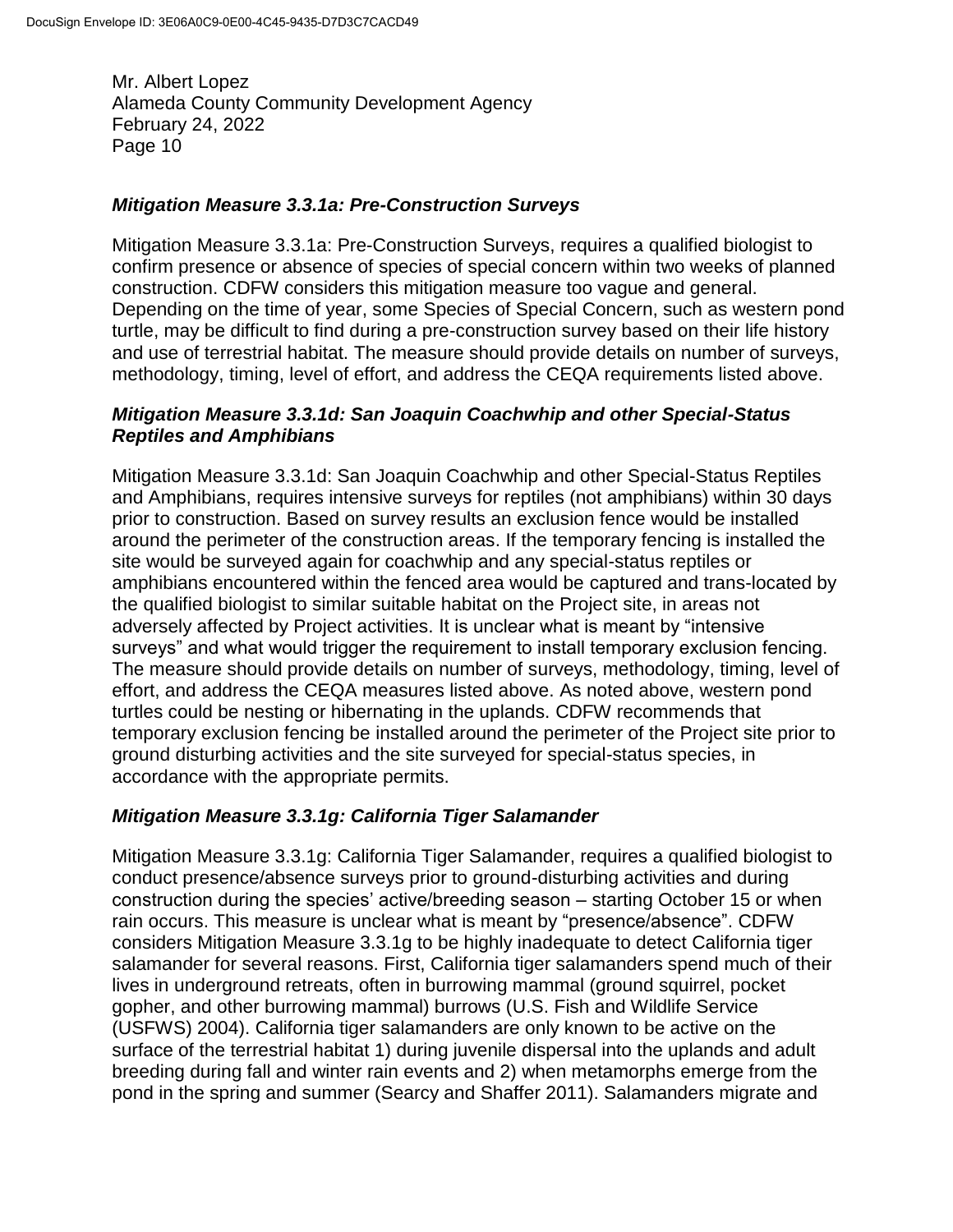### *Mitigation Measure 3.3.1a: Pre-Construction Surveys*

Mitigation Measure 3.3.1a: Pre-Construction Surveys, requires a qualified biologist to confirm presence or absence of species of special concern within two weeks of planned construction. CDFW considers this mitigation measure too vague and general. Depending on the time of year, some Species of Special Concern, such as western pond turtle, may be difficult to find during a pre-construction survey based on their life history and use of terrestrial habitat. The measure should provide details on number of surveys, methodology, timing, level of effort, and address the CEQA requirements listed above.

### *Mitigation Measure 3.3.1d: San Joaquin Coachwhip and other Special-Status Reptiles and Amphibians*

Mitigation Measure 3.3.1d: San Joaquin Coachwhip and other Special-Status Reptiles and Amphibians, requires intensive surveys for reptiles (not amphibians) within 30 days prior to construction. Based on survey results an exclusion fence would be installed around the perimeter of the construction areas. If the temporary fencing is installed the site would be surveyed again for coachwhip and any special-status reptiles or amphibians encountered within the fenced area would be captured and trans-located by the qualified biologist to similar suitable habitat on the Project site, in areas not adversely affected by Project activities. It is unclear what is meant by "intensive surveys" and what would trigger the requirement to install temporary exclusion fencing. The measure should provide details on number of surveys, methodology, timing, level of effort, and address the CEQA measures listed above. As noted above, western pond turtles could be nesting or hibernating in the uplands. CDFW recommends that temporary exclusion fencing be installed around the perimeter of the Project site prior to ground disturbing activities and the site surveyed for special-status species, in accordance with the appropriate permits.

### *Mitigation Measure 3.3.1g: California Tiger Salamander*

Mitigation Measure 3.3.1g: California Tiger Salamander, requires a qualified biologist to conduct presence/absence surveys prior to ground-disturbing activities and during construction during the species' active/breeding season – starting October 15 or when rain occurs. This measure is unclear what is meant by "presence/absence". CDFW considers Mitigation Measure 3.3.1g to be highly inadequate to detect California tiger salamander for several reasons. First, California tiger salamanders spend much of their lives in underground retreats, often in burrowing mammal (ground squirrel, pocket gopher, and other burrowing mammal) burrows (U.S. Fish and Wildlife Service (USFWS) 2004). California tiger salamanders are only known to be active on the surface of the terrestrial habitat 1) during juvenile dispersal into the uplands and adult breeding during fall and winter rain events and 2) when metamorphs emerge from the pond in the spring and summer (Searcy and Shaffer 2011). Salamanders migrate and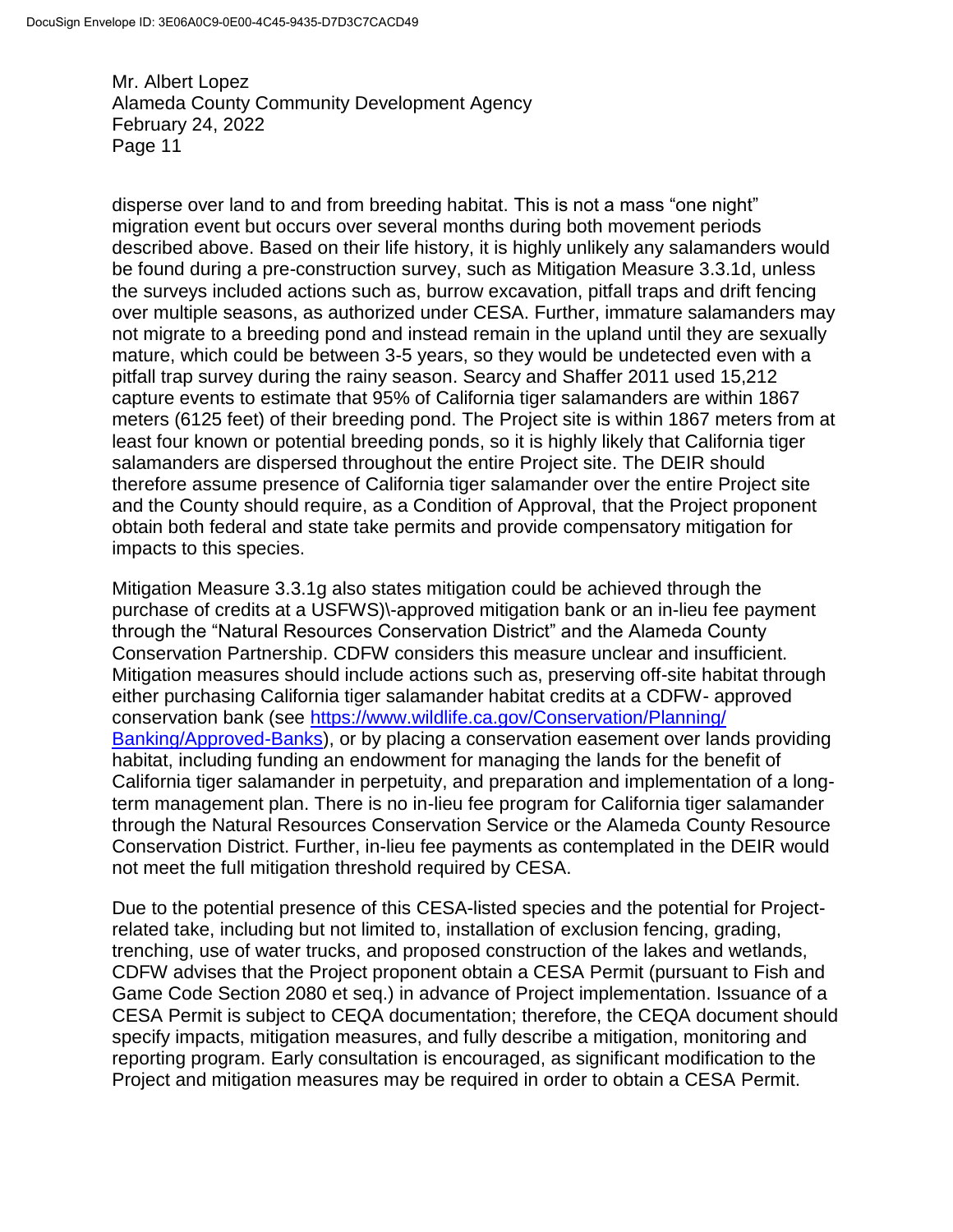disperse over land to and from breeding habitat. This is not a mass "one night" migration event but occurs over several months during both movement periods described above. Based on their life history, it is highly unlikely any salamanders would be found during a pre-construction survey, such as Mitigation Measure 3.3.1d, unless the surveys included actions such as, burrow excavation, pitfall traps and drift fencing over multiple seasons, as authorized under CESA. Further, immature salamanders may not migrate to a breeding pond and instead remain in the upland until they are sexually mature, which could be between 3-5 years, so they would be undetected even with a pitfall trap survey during the rainy season. Searcy and Shaffer 2011 used 15,212 capture events to estimate that 95% of California tiger salamanders are within 1867 meters (6125 feet) of their breeding pond. The Project site is within 1867 meters from at least four known or potential breeding ponds, so it is highly likely that California tiger salamanders are dispersed throughout the entire Project site. The DEIR should therefore assume presence of California tiger salamander over the entire Project site and the County should require, as a Condition of Approval, that the Project proponent obtain both federal and state take permits and provide compensatory mitigation for impacts to this species.

Mitigation Measure 3.3.1g also states mitigation could be achieved through the purchase of credits at a USFWS)\-approved mitigation bank or an in-lieu fee payment through the "Natural Resources Conservation District" and the Alameda County Conservation Partnership. CDFW considers this measure unclear and insufficient. Mitigation measures should include actions such as, preserving off-site habitat through either purchasing California tiger salamander habitat credits at a CDFW- approved conservation bank (see [https://www.wildlife.ca.gov/Conservation/Planning/Banking/Approved-Banks](https://www.wildlife.ca.gov/Conservation/Planning/Banking/Approved-Banks)), or by placing a conservation easement over lands providing habitat, including funding an endowment for managing the lands for the benefit of California tiger salamander in perpetuity, and preparation and implementation of a long-term management plan. There is no in-lieu fee program for California tiger salamander through the Natural Resources Conservation Service or the Alameda County Resource Conservation District. Further, in-lieu fee payments as contemplated in the DEIR would not meet the full mitigation threshold required by CESA.

Due to the potential presence of this CESA-listed species and the potential for Project-related take, including but not limited to, installation of exclusion fencing, grading, trenching, use of water trucks, and proposed construction of the lakes and wetlands, CDFW advises that the Project proponent obtain a CESA Permit (pursuant to Fish and Game Code Section 2080 et seq.) in advance of Project implementation. Issuance of a CESA Permit is subject to CEQA documentation; therefore, the CEQA document should specify impacts, mitigation measures, and fully describe a mitigation, monitoring and reporting program. Early consultation is encouraged, as significant modification to the Project and mitigation measures may be required in order to obtain a CESA Permit.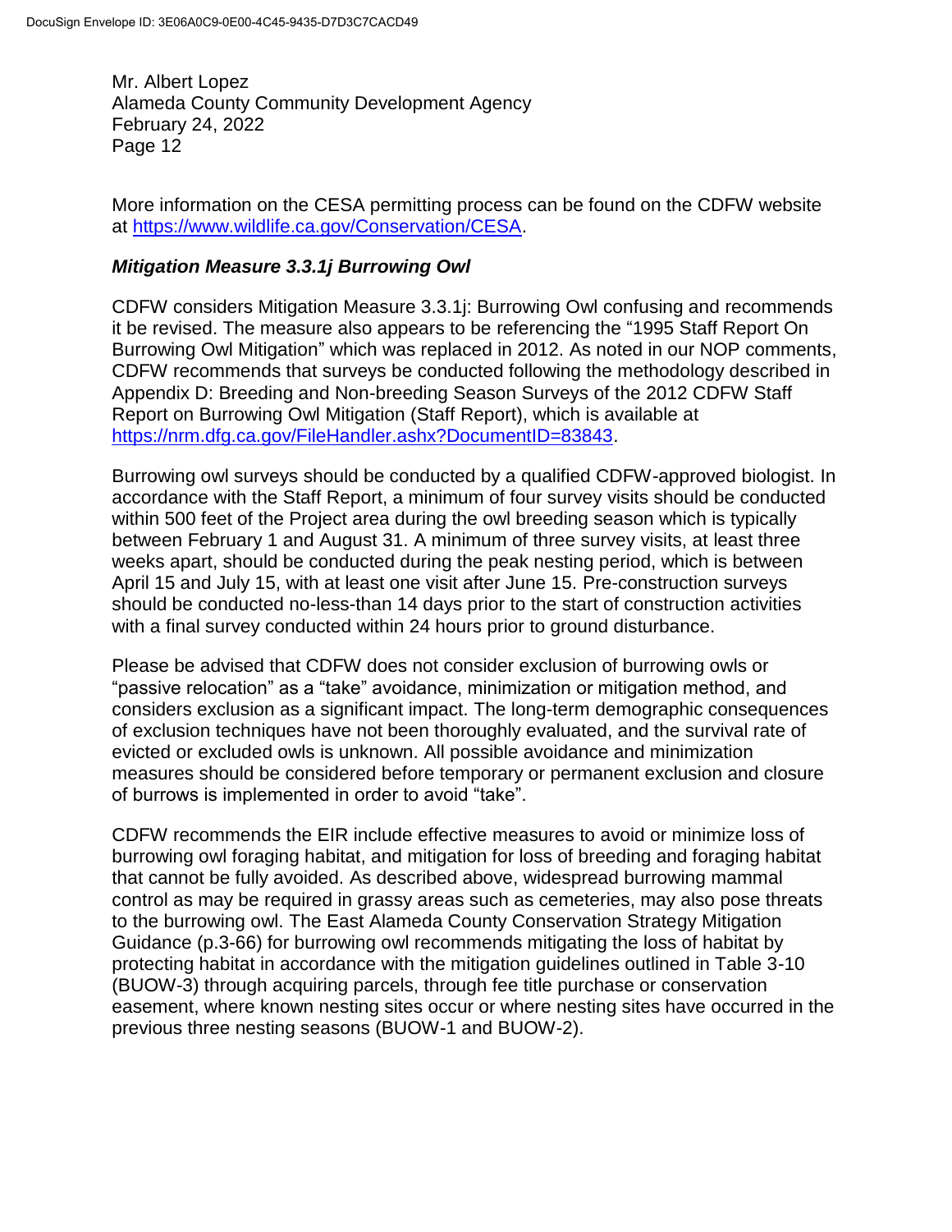More information on the CESA permitting process can be found on the CDFW website at https://www.wildlife.ca.gov/Conservation/CESA.

### *Mitigation Measure 3.3.1j Burrowing Owl*

CDFW considers Mitigation Measure 3.3.1j: Burrowing Owl confusing and recommends it be revised. The measure also appears to be referencing the "1995 Staff Report On Burrowing Owl Mitigation" which was replaced in 2012. As noted in our NOP comments, CDFW recommends that surveys be conducted following the methodology described in Appendix D: Breeding and Non-breeding Season Surveys of the 2012 CDFW Staff Report on Burrowing Owl Mitigation (Staff Report), which is available at https://nrm.dfg.ca.gov/FileHandler.ashx?DocumentID=83843.

Burrowing owl surveys should be conducted by a qualified CDFW-approved biologist. In accordance with the Staff Report, a minimum of four survey visits should be conducted within 500 feet of the Project area during the owl breeding season which is typically between February 1 and August 31. A minimum of three survey visits, at least three weeks apart, should be conducted during the peak nesting period, which is between April 15 and July 15, with at least one visit after June 15. Pre-construction surveys should be conducted no-less-than 14 days prior to the start of construction activities with a final survey conducted within 24 hours prior to ground disturbance.

Please be advised that CDFW does not consider exclusion of burrowing owls or "passive relocation" as a "take" avoidance, minimization or mitigation method, and considers exclusion as a significant impact. The long-term demographic consequences of exclusion techniques have not been thoroughly evaluated, and the survival rate of evicted or excluded owls is unknown. All possible avoidance and minimization measures should be considered before temporary or permanent exclusion and closure of burrows is implemented in order to avoid "take".

CDFW recommends the EIR include effective measures to avoid or minimize loss of burrowing owl foraging habitat, and mitigation for loss of breeding and foraging habitat that cannot be fully avoided. As described above, widespread burrowing mammal control as may be required in grassy areas such as cemeteries, may also pose threats to the burrowing owl. The East Alameda County Conservation Strategy Mitigation Guidance (p.3-66) for burrowing owl recommends mitigating the loss of habitat by protecting habitat in accordance with the mitigation guidelines outlined in Table 3-10 (BUOW-3) through acquiring parcels, through fee title purchase or conservation easement, where known nesting sites occur or where nesting sites have occurred in the previous three nesting seasons (BUOW-1 and BUOW-2).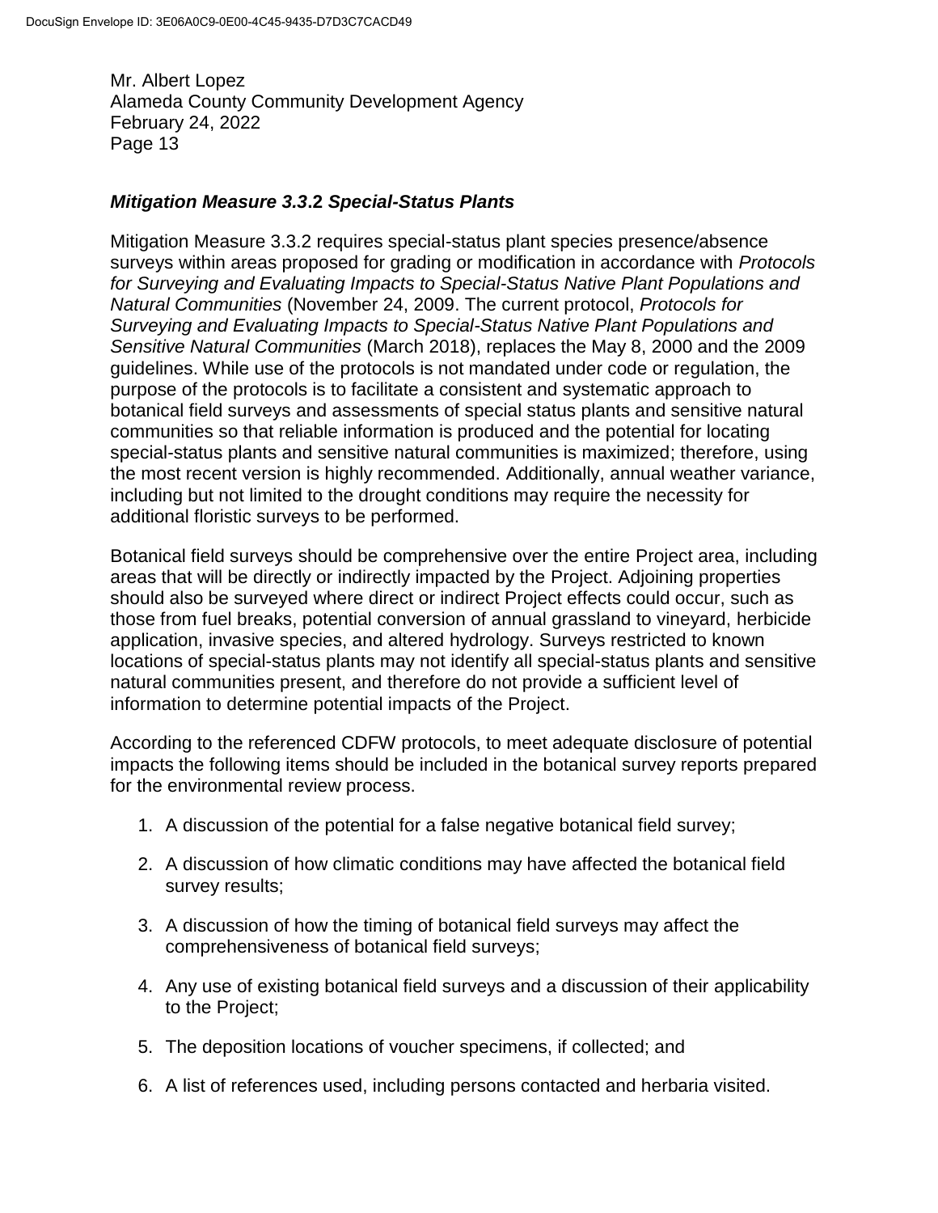Mr. Albert Lopez
Alameda County Community Development Agency
February 24, 2022

***Mitigation Measure 3.3.2 Special-Status Plants***

Mitigation Measure 3.3.2 requires special-status plant species presence/absence surveys within areas proposed for grading or modification in accordance with *Protocols for Surveying and Evaluating Impacts to Special-Status Native Plant Populations and Natural Communities* (November 24, 2009. The current protocol, *Protocols for Surveying and Evaluating Impacts to Special-Status Native Plant Populations and Sensitive Natural Communities* (March 2018), replaces the May 8, 2000 and the 2009 guidelines. While use of the protocols is not mandated under code or regulation, the purpose of the protocols is to facilitate a consistent and systematic approach to botanical field surveys and assessments of special status plants and sensitive natural communities so that reliable information is produced and the potential for locating special-status plants and sensitive natural communities is maximized; therefore, using the most recent version is highly recommended. Additionally, annual weather variance, including but not limited to the drought conditions may require the necessity for additional floristic surveys to be performed.

Botanical field surveys should be comprehensive over the entire Project area, including areas that will be directly or indirectly impacted by the Project. Adjoining properties should also be surveyed where direct or indirect Project effects could occur, such as those from fuel breaks, potential conversion of annual grassland to vineyard, herbicide application, invasive species, and altered hydrology. Surveys restricted to known locations of special-status plants may not identify all special-status plants and sensitive natural communities present, and therefore do not provide a sufficient level of information to determine potential impacts of the Project.

According to the referenced CDFW protocols, to meet adequate disclosure of potential impacts the following items should be included in the botanical survey reports prepared for the environmental review process.

1. A discussion of the potential for a false negative botanical field survey;
2. A discussion of how climatic conditions may have affected the botanical field survey results;
3. A discussion of how the timing of botanical field surveys may affect the comprehensiveness of botanical field surveys;
4. Any use of existing botanical field surveys and a discussion of their applicability to the Project;
5. The deposition locations of voucher specimens, if collected; and
6. A list of references used, including persons contacted and herbaria visited.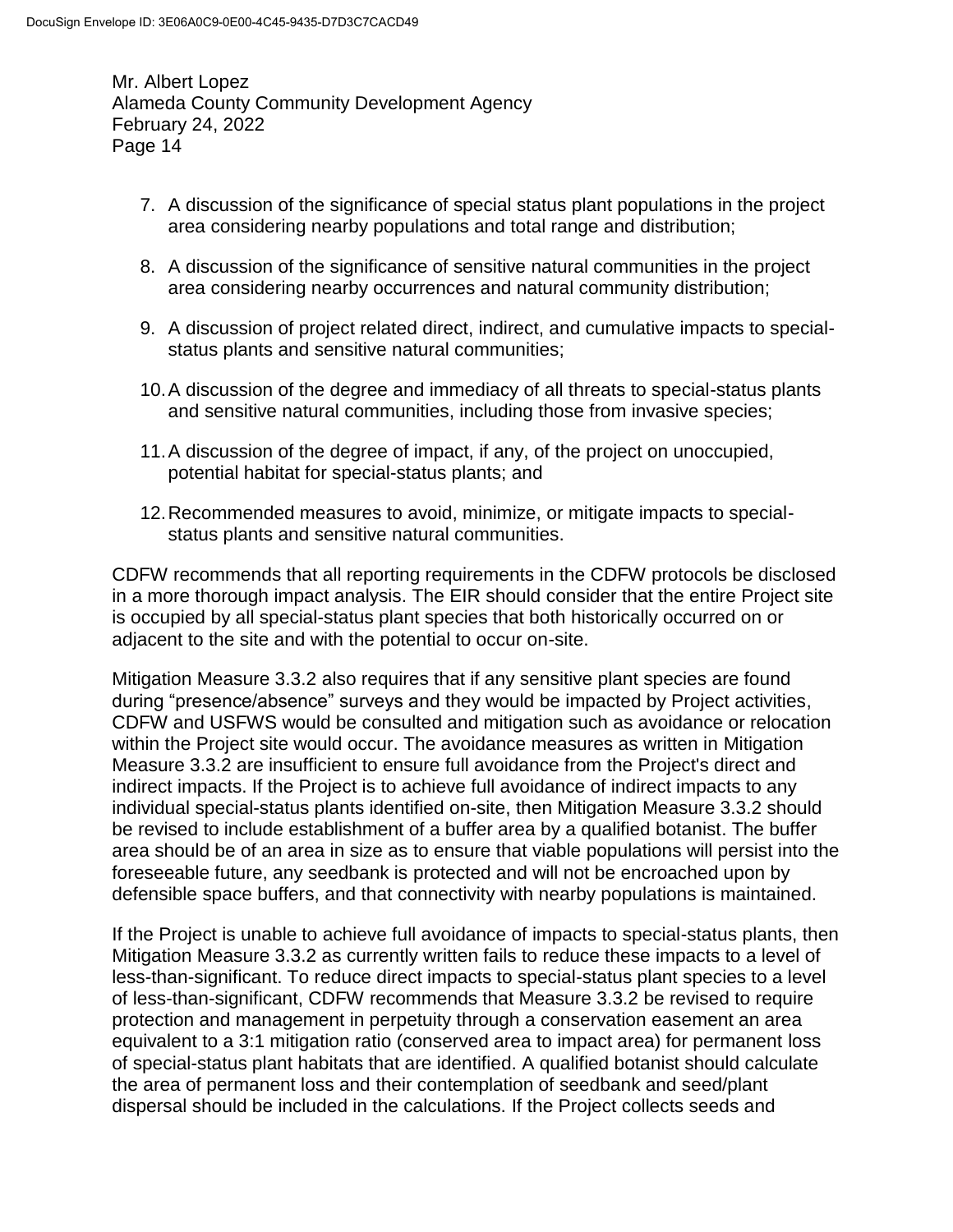7. A discussion of the significance of special status plant populations in the project area considering nearby populations and total range and distribution;

8. A discussion of the significance of sensitive natural communities in the project area considering nearby occurrences and natural community distribution;

9. A discussion of project related direct, indirect, and cumulative impacts to special-status plants and sensitive natural communities;

10. A discussion of the degree and immediacy of all threats to special-status plants and sensitive natural communities, including those from invasive species;

11. A discussion of the degree of impact, if any, of the project on unoccupied, potential habitat for special-status plants; and

12. Recommended measures to avoid, minimize, or mitigate impacts to special-status plants and sensitive natural communities.

CDFW recommends that all reporting requirements in the CDFW protocols be disclosed in a more thorough impact analysis. The EIR should consider that the entire Project site is occupied by all special-status plant species that both historically occurred on or adjacent to the site and with the potential to occur on-site.

Mitigation Measure 3.3.2 also requires that if any sensitive plant species are found during "presence/absence" surveys and they would be impacted by Project activities, CDFW and USFWS would be consulted and mitigation such as avoidance or relocation within the Project site would occur. The avoidance measures as written in Mitigation Measure 3.3.2 are insufficient to ensure full avoidance from the Project's direct and indirect impacts. If the Project is to achieve full avoidance of indirect impacts to any individual special-status plants identified on-site, then Mitigation Measure 3.3.2 should be revised to include establishment of a buffer area by a qualified botanist. The buffer area should be of an area in size as to ensure that viable populations will persist into the foreseeable future, any seedbank is protected and will not be encroached upon by defensible space buffers, and that connectivity with nearby populations is maintained.

If the Project is unable to achieve full avoidance of impacts to special-status plants, then Mitigation Measure 3.3.2 as currently written fails to reduce these impacts to a level of less-than-significant. To reduce direct impacts to special-status plant species to a level of less-than-significant, CDFW recommends that Measure 3.3.2 be revised to require protection and management in perpetuity through a conservation easement an area equivalent to a 3:1 mitigation ratio (conserved area to impact area) for permanent loss of special-status plant habitats that are identified. A qualified botanist should calculate the area of permanent loss and their contemplation of seedbank and seed/plant dispersal should be included in the calculations. If the Project collects seeds and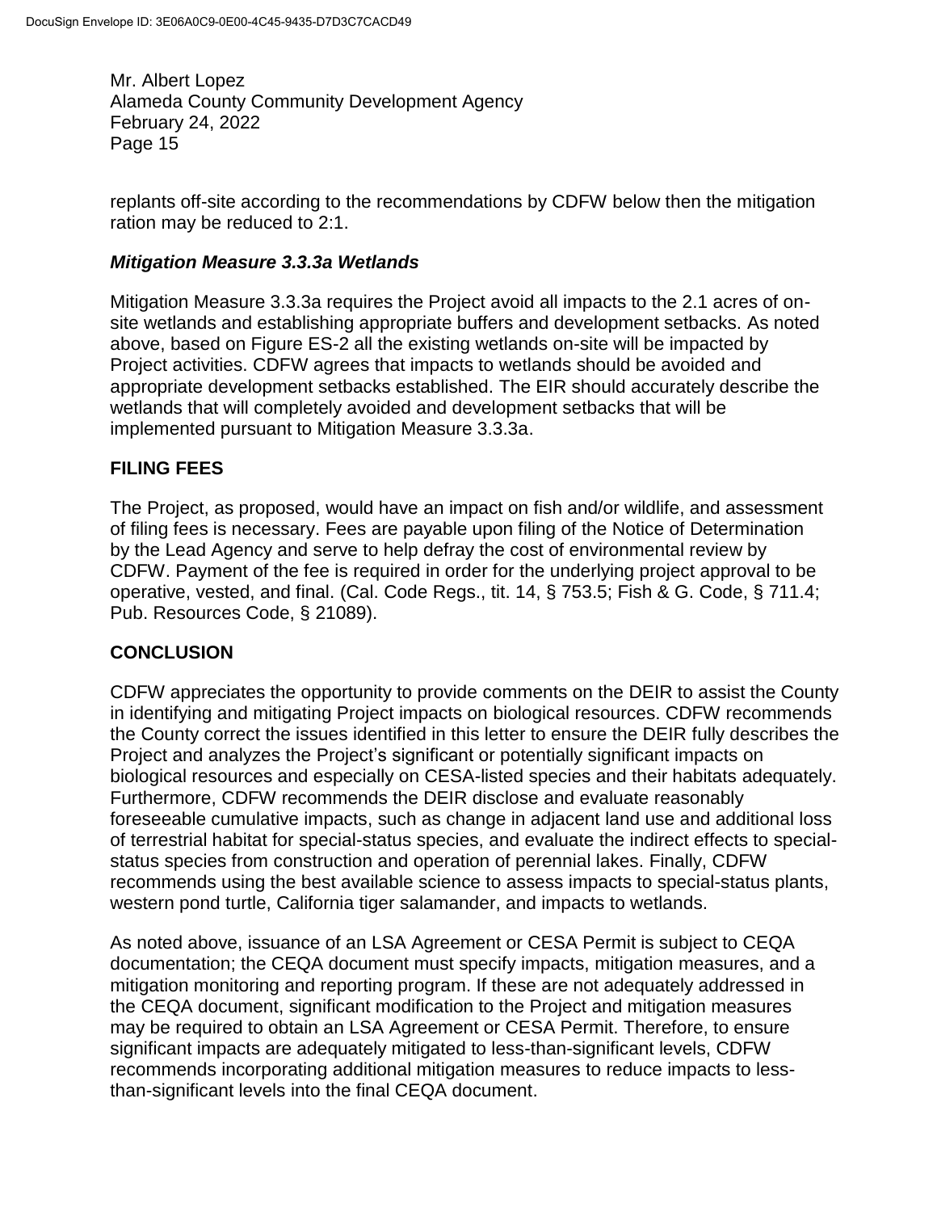replants off-site according to the recommendations by CDFW below then the mitigation ration may be reduced to 2:1.

***Mitigation Measure 3.3.3a Wetlands***

Mitigation Measure 3.3.3a requires the Project avoid all impacts to the 2.1 acres of on-site wetlands and establishing appropriate buffers and development setbacks. As noted above, based on Figure ES-2 all the existing wetlands on-site will be impacted by Project activities. CDFW agrees that impacts to wetlands should be avoided and appropriate development setbacks established. The EIR should accurately describe the wetlands that will completely avoided and development setbacks that will be implemented pursuant to Mitigation Measure 3.3.3a.

## FILING FEES

The Project, as proposed, would have an impact on fish and/or wildlife, and assessment of filing fees is necessary. Fees are payable upon filing of the Notice of Determination by the Lead Agency and serve to help defray the cost of environmental review by CDFW. Payment of the fee is required in order for the underlying project approval to be operative, vested, and final. (Cal. Code Regs., tit. 14, § 753.5; Fish & G. Code, § 711.4; Pub. Resources Code, § 21089).

## CONCLUSION

CDFW appreciates the opportunity to provide comments on the DEIR to assist the County in identifying and mitigating Project impacts on biological resources. CDFW recommends the County correct the issues identified in this letter to ensure the DEIR fully describes the Project and analyzes the Project's significant or potentially significant impacts on biological resources and especially on CESA-listed species and their habitats adequately. Furthermore, CDFW recommends the DEIR disclose and evaluate reasonably foreseeable cumulative impacts, such as change in adjacent land use and additional loss of terrestrial habitat for special-status species, and evaluate the indirect effects to special-status species from construction and operation of perennial lakes. Finally, CDFW recommends using the best available science to assess impacts to special-status plants, western pond turtle, California tiger salamander, and impacts to wetlands.

As noted above, issuance of an LSA Agreement or CESA Permit is subject to CEQA documentation; the CEQA document must specify impacts, mitigation measures, and a mitigation monitoring and reporting program. If these are not adequately addressed in the CEQA document, significant modification to the Project and mitigation measures may be required to obtain an LSA Agreement or CESA Permit. Therefore, to ensure significant impacts are adequately mitigated to less-than-significant levels, CDFW recommends incorporating additional mitigation measures to reduce impacts to less-than-significant levels into the final CEQA document.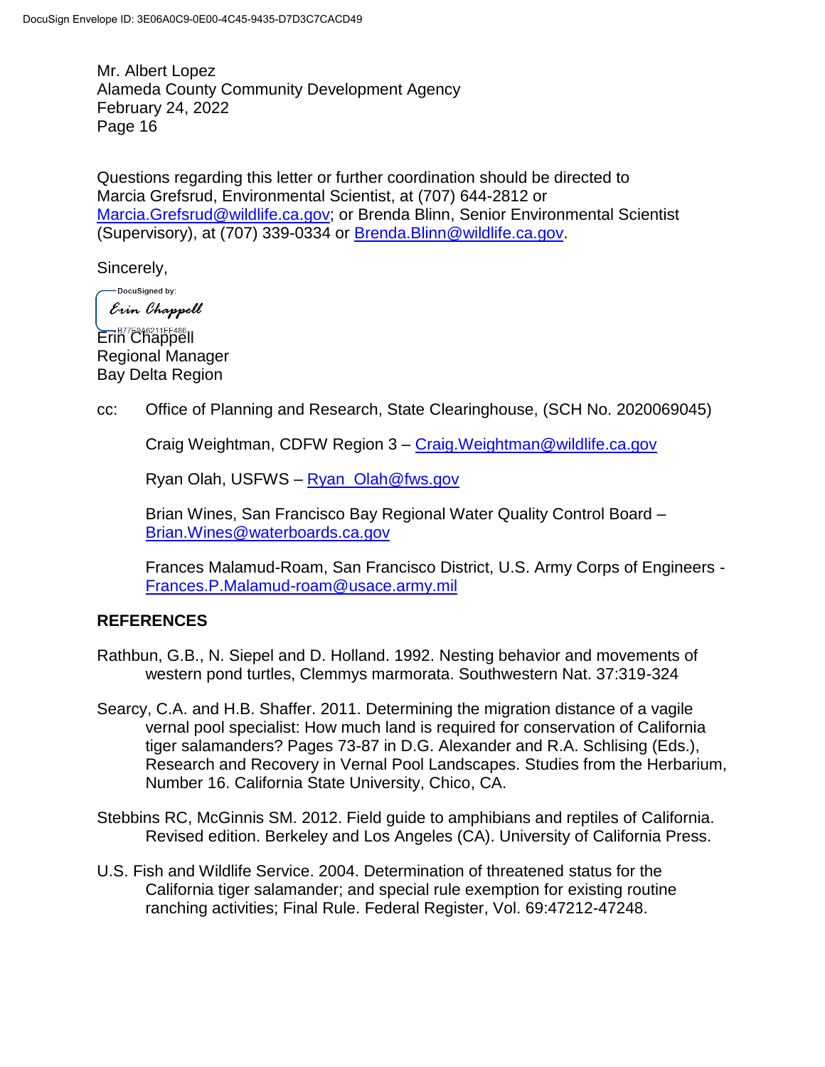Mr. Albert Lopez
Alameda County Community Development Agency
February 24, 2022

Questions regarding this letter or further coordination should be directed to Marcia Grefsrud, Environmental Scientist, at (707) 644-2812 or Marcia.Grefsrud@wildlife.ca.gov; or Brenda Blinn, Senior Environmental Scientist (Supervisory), at (707) 339-0334 or Brenda.Blinn@wildlife.ca.gov.

Sincerely,

DocuSigned by:
Erin Chappell
B77E9A6211EF486

Erin Chappell
Regional Manager
Bay Delta Region

cc: Office of Planning and Research, State Clearinghouse, (SCH No. 2020069045)

Craig Weightman, CDFW Region 3 – Craig.Weightman@wildlife.ca.gov

Ryan Olah, USFWS – Ryan_Olah@fws.gov

Brian Wines, San Francisco Bay Regional Water Quality Control Board – Brian.Wines@waterboards.ca.gov

Frances Malamud-Roam, San Francisco District, U.S. Army Corps of Engineers - Frances.P.Malamud-roam@usace.army.mil

## REFERENCES

Rathbun, G.B., N. Siepel and D. Holland. 1992. Nesting behavior and movements of western pond turtles, Clemmys marmorata. Southwestern Nat. 37:319-324

Searcy, C.A. and H.B. Shaffer. 2011. Determining the migration distance of a vagile vernal pool specialist: How much land is required for conservation of California tiger salamanders? Pages 73-87 in D.G. Alexander and R.A. Schlising (Eds.), Research and Recovery in Vernal Pool Landscapes. Studies from the Herbarium, Number 16. California State University, Chico, CA.

Stebbins RC, McGinnis SM. 2012. Field guide to amphibians and reptiles of California. Revised edition. Berkeley and Los Angeles (CA). University of California Press.

U.S. Fish and Wildlife Service. 2004. Determination of threatened status for the California tiger salamander; and special rule exemption for existing routine ranching activities; Final Rule. Federal Register, Vol. 69:47212-47248.